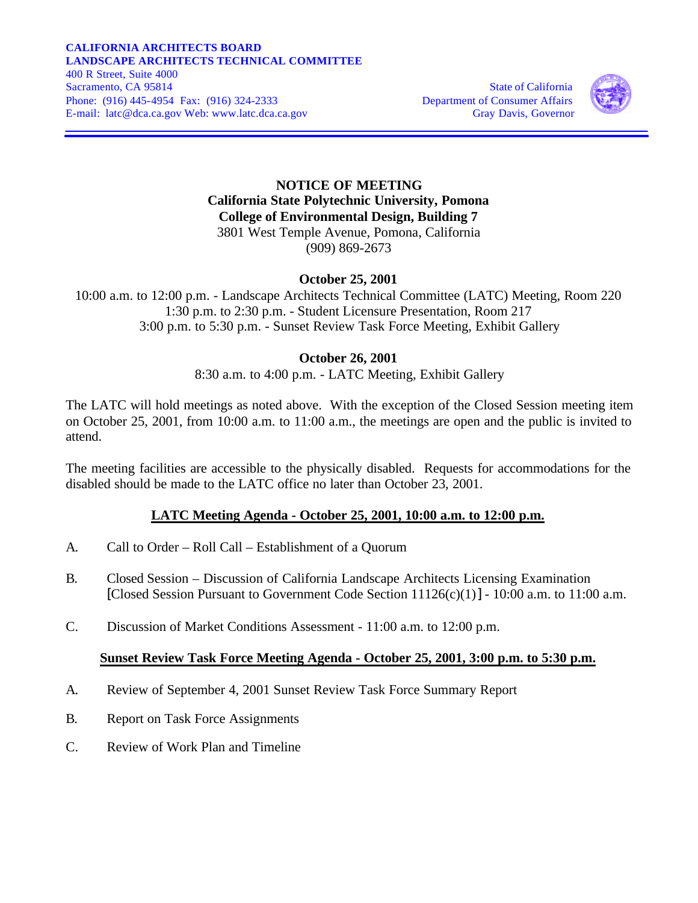**CALIFORNIA ARCHITECTS BOARD**
**LANDSCAPE ARCHITECTS TECHNICAL COMMITTEE**
400 R Street, Suite 4000
Sacramento, CA 95814
Phone: (916) 445-4954 Fax: (916) 324-2333
E-mail: latc@dca.ca.gov Web: www.latc.dca.ca.gov

State of California
Department of Consumer Affairs
Gray Davis, Governor

# NOTICE OF MEETING

**California State Polytechnic University, Pomona**
**College of Environmental Design, Building 7**
3801 West Temple Avenue, Pomona, California
(909) 869-2673

**October 25, 2001**

10:00 a.m. to 12:00 p.m. - Landscape Architects Technical Committee (LATC) Meeting, Room 220
1:30 p.m. to 2:30 p.m. - Student Licensure Presentation, Room 217
3:00 p.m. to 5:30 p.m. - Sunset Review Task Force Meeting, Exhibit Gallery

**October 26, 2001**

8:30 a.m. to 4:00 p.m. - LATC Meeting, Exhibit Gallery

The LATC will hold meetings as noted above. With the exception of the Closed Session meeting item on October 25, 2001, from 10:00 a.m. to 11:00 a.m., the meetings are open and the public is invited to attend.

The meeting facilities are accessible to the physically disabled. Requests for accommodations for the disabled should be made to the LATC office no later than October 23, 2001.

## LATC Meeting Agenda - October 25, 2001, 10:00 a.m. to 12:00 p.m.

A. Call to Order – Roll Call – Establishment of a Quorum

B. Closed Session – Discussion of California Landscape Architects Licensing Examination [Closed Session Pursuant to Government Code Section 11126(c)(1)] - 10:00 a.m. to 11:00 a.m.

C. Discussion of Market Conditions Assessment - 11:00 a.m. to 12:00 p.m.

## Sunset Review Task Force Meeting Agenda - October 25, 2001, 3:00 p.m. to 5:30 p.m.

A. Review of September 4, 2001 Sunset Review Task Force Summary Report

B. Report on Task Force Assignments

C. Review of Work Plan and Timeline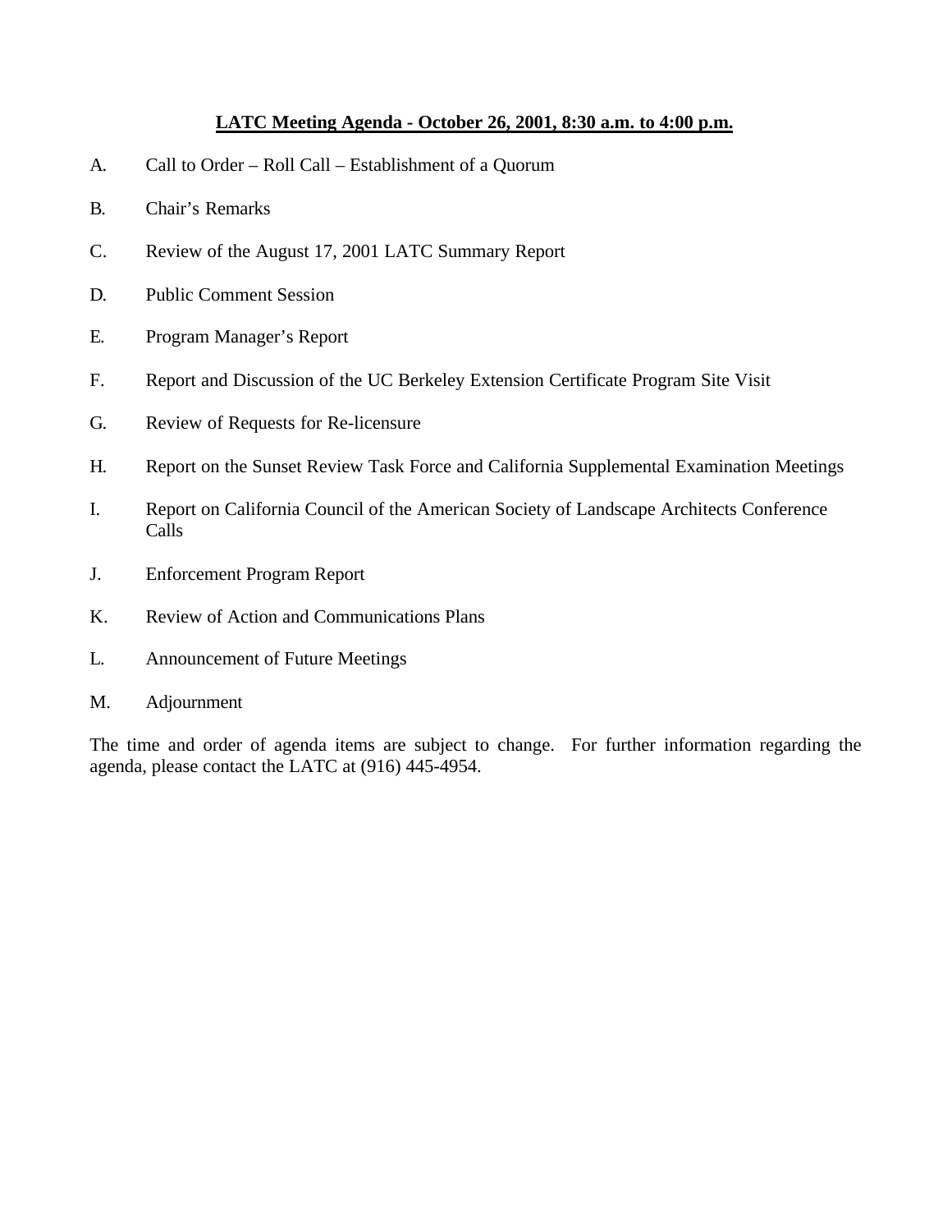**LATC Meeting Agenda - October 26, 2001, 8:30 a.m. to 4:00 p.m.**

A. Call to Order – Roll Call – Establishment of a Quorum

B. Chair's Remarks

C. Review of the August 17, 2001 LATC Summary Report

D. Public Comment Session

E. Program Manager's Report

F. Report and Discussion of the UC Berkeley Extension Certificate Program Site Visit

G. Review of Requests for Re-licensure

H. Report on the Sunset Review Task Force and California Supplemental Examination Meetings

I. Report on California Council of the American Society of Landscape Architects Conference Calls

J. Enforcement Program Report

K. Review of Action and Communications Plans

L. Announcement of Future Meetings

M. Adjournment

The time and order of agenda items are subject to change. For further information regarding the agenda, please contact the LATC at (916) 445-4954.